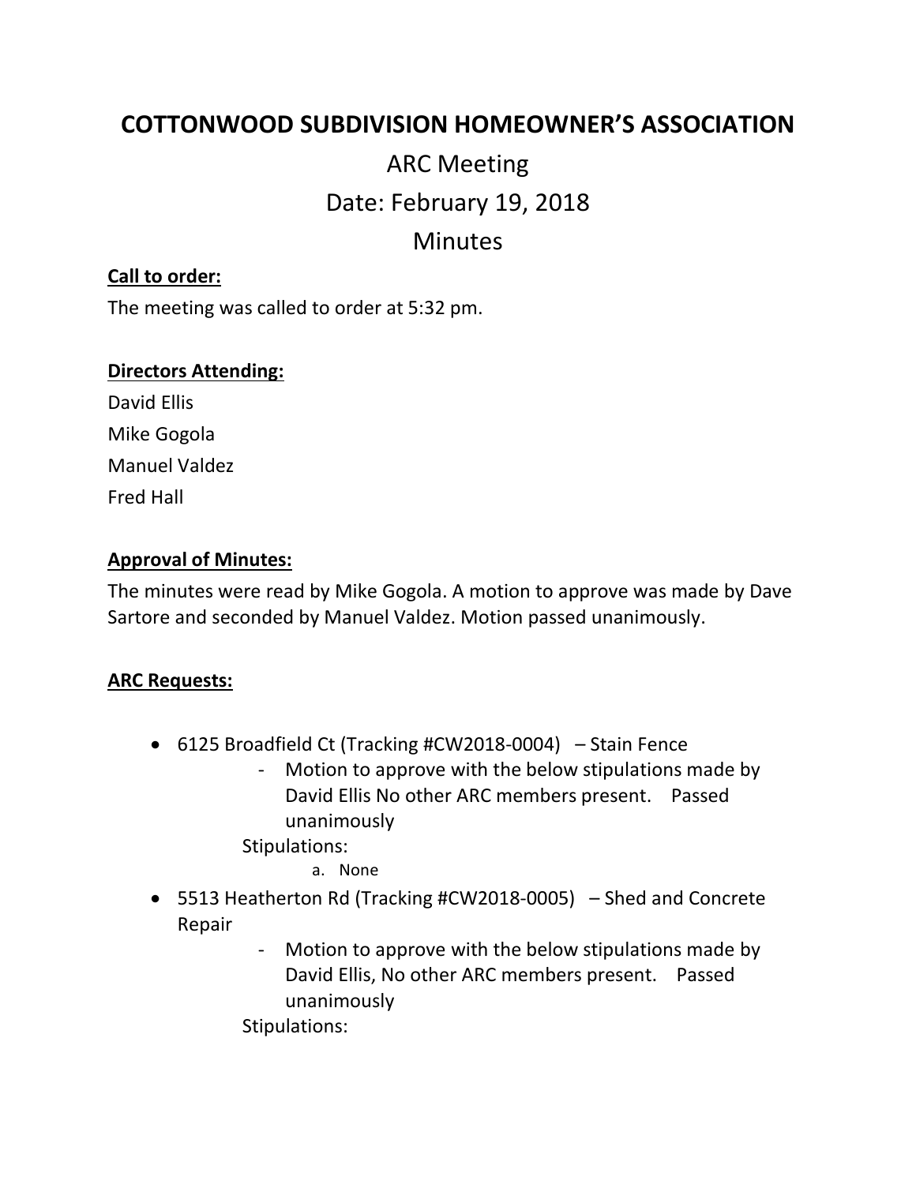# COTTONWOOD SUBDIVISION HOMEOWNER'S ASSOCIATION

## ARC Meeting

## Date: February 19, 2018

## Minutes

**Call to order:**

The meeting was called to order at 5:32 pm.

**Directors Attending:**

David Ellis

Mike Gogola

Manuel Valdez

Fred Hall

**Approval of Minutes:**

The minutes were read by Mike Gogola. A motion to approve was made by Dave Sartore and seconded by Manuel Valdez. Motion passed unanimously.

**ARC Requests:**

- 6125 Broadfield Ct (Tracking #CW2018-0004) – Stain Fence
  - Motion to approve with the below stipulations made by David Ellis No other ARC members present. Passed unanimously

  Stipulations:

  a. None
- 5513 Heatherton Rd (Tracking #CW2018-0005) – Shed and Concrete Repair
  - Motion to approve with the below stipulations made by David Ellis, No other ARC members present. Passed unanimously

  Stipulations: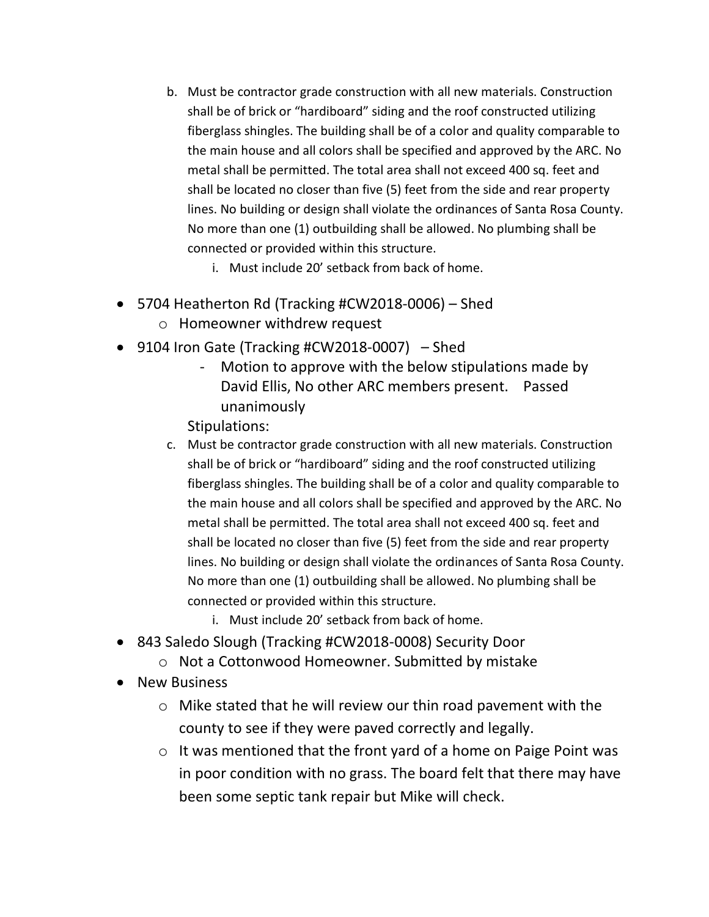b. Must be contractor grade construction with all new materials. Construction shall be of brick or "hardiboard" siding and the roof constructed utilizing fiberglass shingles. The building shall be of a color and quality comparable to the main house and all colors shall be specified and approved by the ARC. No metal shall be permitted. The total area shall not exceed 400 sq. feet and shall be located no closer than five (5) feet from the side and rear property lines. No building or design shall violate the ordinances of Santa Rosa County. No more than one (1) outbuilding shall be allowed. No plumbing shall be connected or provided within this structure.
    i. Must include 20' setback from back of home.

- 5704 Heatherton Rd (Tracking #CW2018-0006) – Shed
    - Homeowner withdrew request
- 9104 Iron Gate (Tracking #CW2018-0007) – Shed
    - Motion to approve with the below stipulations made by David Ellis, No other ARC members present. Passed unanimously

  Stipulations:

    c. Must be contractor grade construction with all new materials. Construction shall be of brick or "hardiboard" siding and the roof constructed utilizing fiberglass shingles. The building shall be of a color and quality comparable to the main house and all colors shall be specified and approved by the ARC. No metal shall be permitted. The total area shall not exceed 400 sq. feet and shall be located no closer than five (5) feet from the side and rear property lines. No building or design shall violate the ordinances of Santa Rosa County. No more than one (1) outbuilding shall be allowed. No plumbing shall be connected or provided within this structure.
        i. Must include 20' setback from back of home.
- 843 Saledo Slough (Tracking #CW2018-0008) Security Door
    - Not a Cottonwood Homeowner. Submitted by mistake
- New Business
    - Mike stated that he will review our thin road pavement with the county to see if they were paved correctly and legally.
    - It was mentioned that the front yard of a home on Paige Point was in poor condition with no grass. The board felt that there may have been some septic tank repair but Mike will check.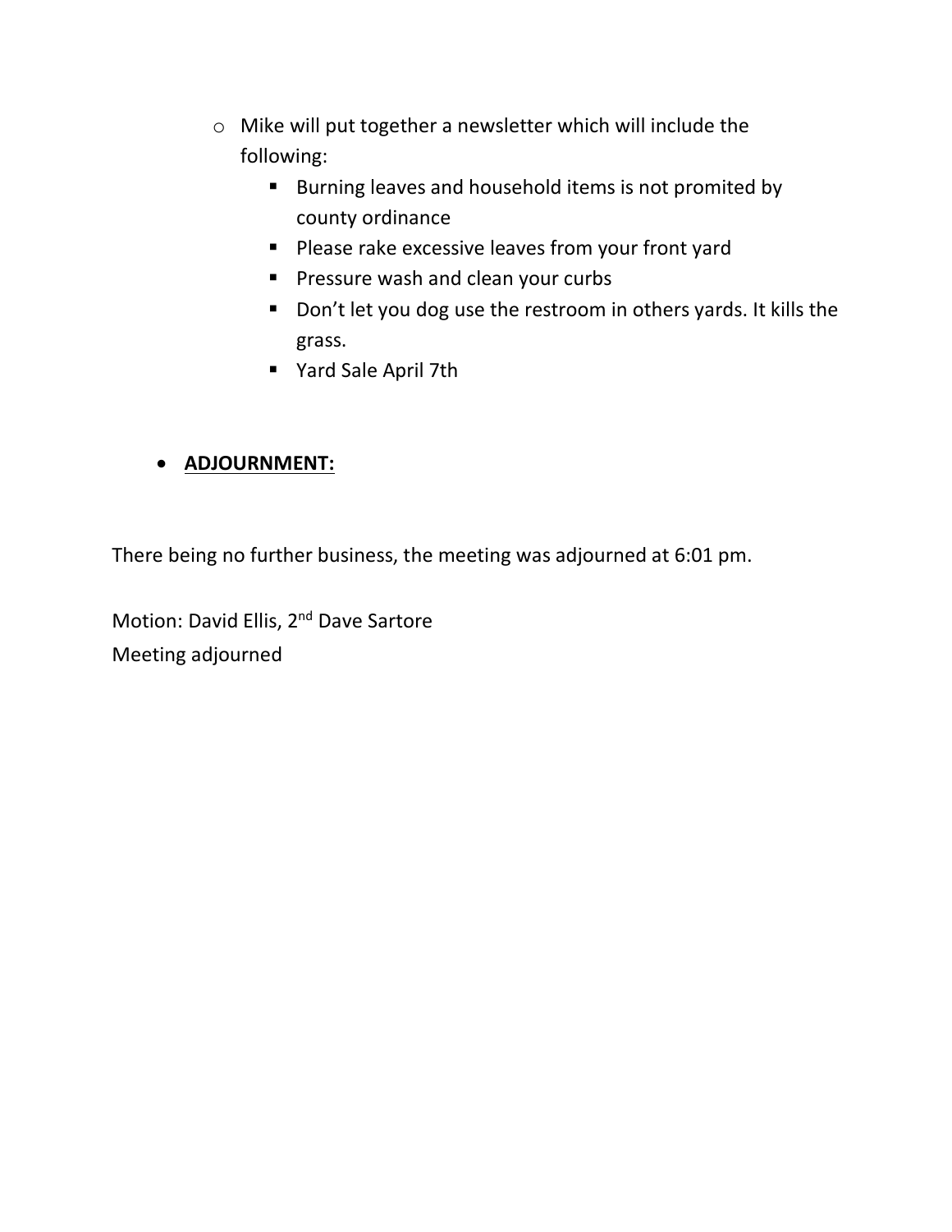- Mike will put together a newsletter which will include the following:
  - Burning leaves and household items is not promited by county ordinance
  - Please rake excessive leaves from your front yard
  - Pressure wash and clean your curbs
  - Don't let you dog use the restroom in others yards. It kills the grass.
  - Yard Sale April 7th

- **ADJOURNMENT:**

There being no further business, the meeting was adjourned at 6:01 pm.

Motion: David Ellis, 2nd Dave Sartore
Meeting adjourned